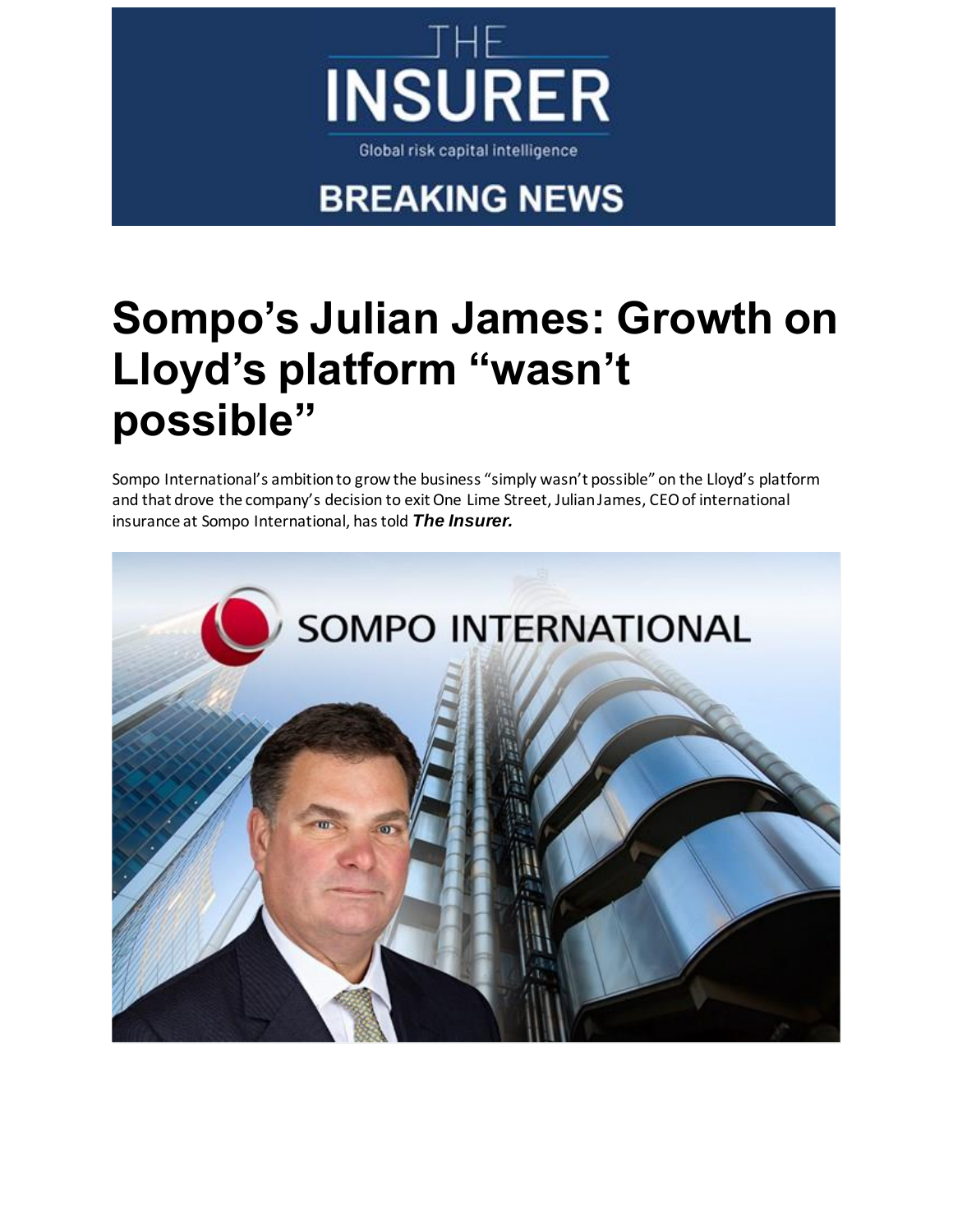# Sompo's Julian James: Growth on Lloyd's platform "wasn't possible"

Sompo International's ambition to grow the business "simply wasn't possible" on the Lloyd's platform and that drove the company's decision to exit One Lime Street, Julian James, CEO of international insurance at Sompo International, has told ***The Insurer.***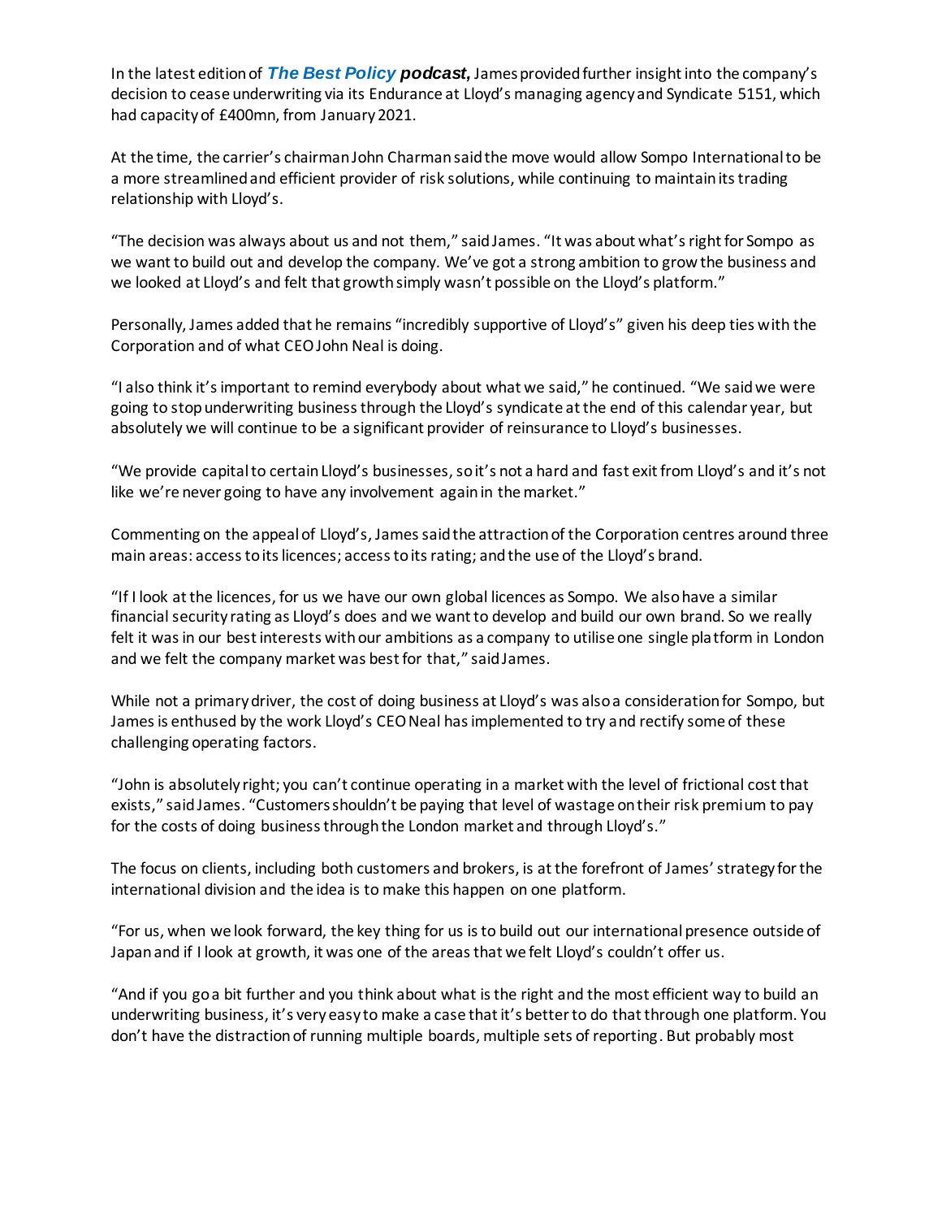In the latest edition of ***The Best Policy* podcast,** James provided further insight into the company's decision to cease underwriting via its Endurance at Lloyd's managing agency and Syndicate 5151, which had capacity of £400mn, from January 2021.

At the time, the carrier's chairman John Charman said the move would allow Sompo International to be a more streamlined and efficient provider of risk solutions, while continuing to maintain its trading relationship with Lloyd's.

"The decision was always about us and not them," said James. "It was about what's right for Sompo as we want to build out and develop the company. We've got a strong ambition to grow the business and we looked at Lloyd's and felt that growth simply wasn't possible on the Lloyd's platform."

Personally, James added that he remains "incredibly supportive of Lloyd's" given his deep ties with the Corporation and of what CEO John Neal is doing.

"I also think it's important to remind everybody about what we said," he continued. "We said we were going to stop underwriting business through the Lloyd's syndicate at the end of this calendar year, but absolutely we will continue to be a significant provider of reinsurance to Lloyd's businesses.

"We provide capital to certain Lloyd's businesses, so it's not a hard and fast exit from Lloyd's and it's not like we're never going to have any involvement again in the market."

Commenting on the appeal of Lloyd's, James said the attraction of the Corporation centres around three main areas: access to its licences; access to its rating; and the use of the Lloyd's brand.

"If I look at the licences, for us we have our own global licences as Sompo. We also have a similar financial security rating as Lloyd's does and we want to develop and build our own brand. So we really felt it was in our best interests with our ambitions as a company to utilise one single platform in London and we felt the company market was best for that," said James.

While not a primary driver, the cost of doing business at Lloyd's was also a consideration for Sompo, but James is enthused by the work Lloyd's CEO Neal has implemented to try and rectify some of these challenging operating factors.

"John is absolutely right; you can't continue operating in a market with the level of frictional cost that exists," said James. "Customers shouldn't be paying that level of wastage on their risk premium to pay for the costs of doing business through the London market and through Lloyd's."

The focus on clients, including both customers and brokers, is at the forefront of James' strategy for the international division and the idea is to make this happen on one platform.

"For us, when we look forward, the key thing for us is to build out our international presence outside of Japan and if I look at growth, it was one of the areas that we felt Lloyd's couldn't offer us.

"And if you go a bit further and you think about what is the right and the most efficient way to build an underwriting business, it's very easy to make a case that it's better to do that through one platform. You don't have the distraction of running multiple boards, multiple sets of reporting. But probably most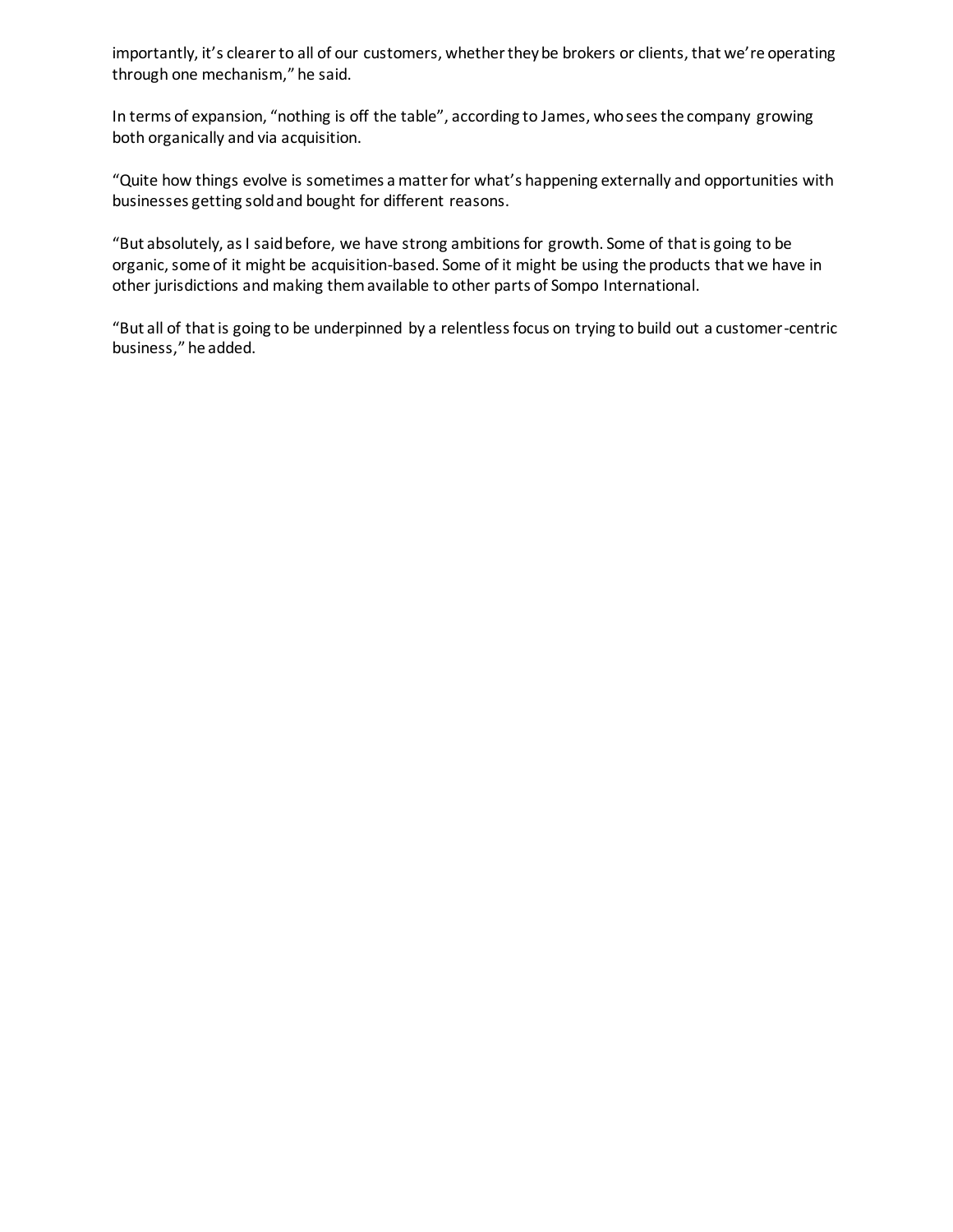importantly, it's clearer to all of our customers, whether they be brokers or clients, that we're operating through one mechanism," he said.

In terms of expansion, "nothing is off the table", according to James, who sees the company growing both organically and via acquisition.

"Quite how things evolve is sometimes a matter for what's happening externally and opportunities with businesses getting sold and bought for different reasons.

"But absolutely, as I said before, we have strong ambitions for growth. Some of that is going to be organic, some of it might be acquisition-based. Some of it might be using the products that we have in other jurisdictions and making them available to other parts of Sompo International.

"But all of that is going to be underpinned by a relentless focus on trying to build out a customer-centric business," he added.